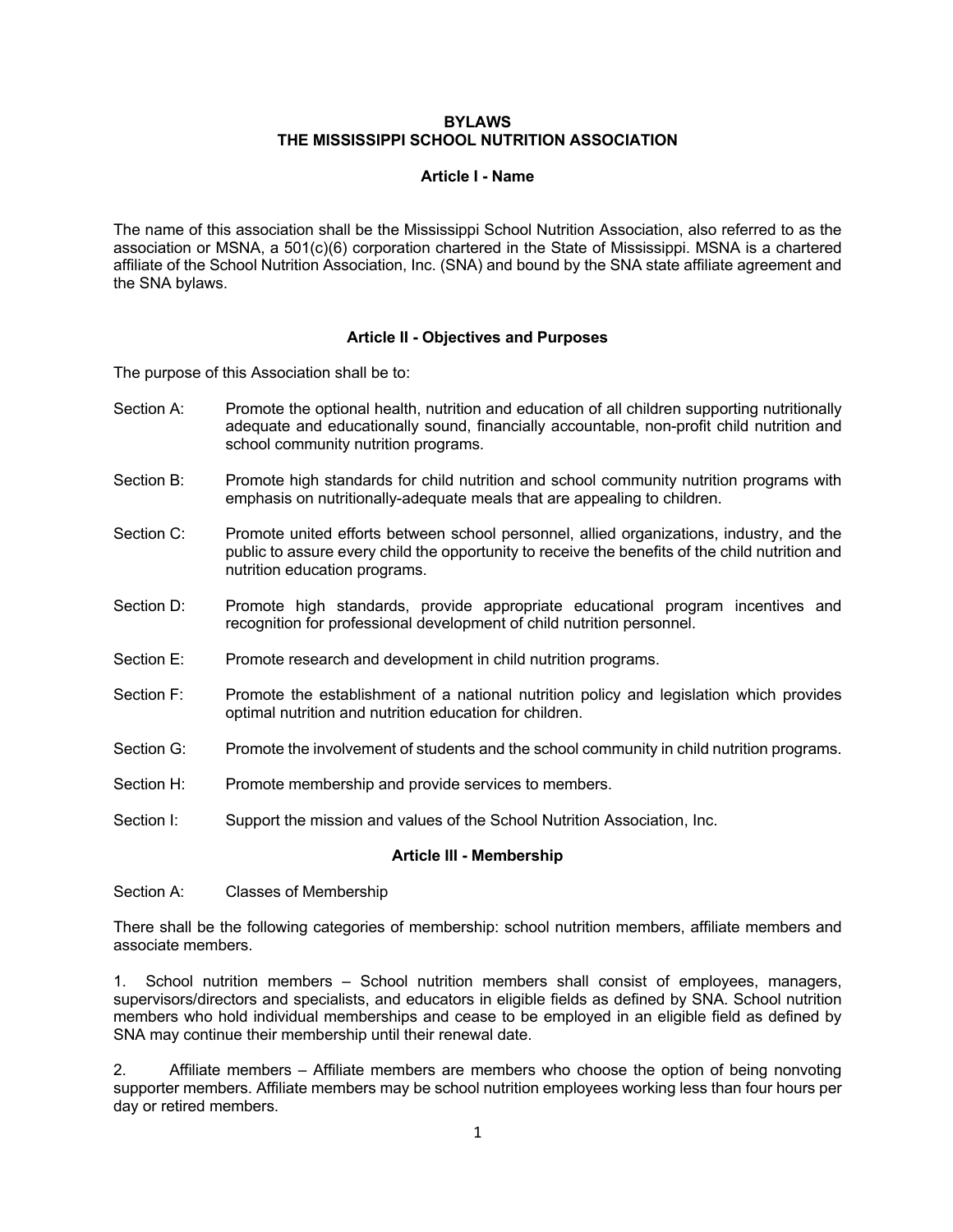# BYLAWS
# THE MISSISSIPPI SCHOOL NUTRITION ASSOCIATION

## Article I - Name

The name of this association shall be the Mississippi School Nutrition Association, also referred to as the association or MSNA, a 501(c)(6) corporation chartered in the State of Mississippi. MSNA is a chartered affiliate of the School Nutrition Association, Inc. (SNA) and bound by the SNA state affiliate agreement and the SNA bylaws.

## Article II - Objectives and Purposes

The purpose of this Association shall be to:

Section A: Promote the optional health, nutrition and education of all children supporting nutritionally adequate and educationally sound, financially accountable, non-profit child nutrition and school community nutrition programs.

Section B: Promote high standards for child nutrition and school community nutrition programs with emphasis on nutritionally-adequate meals that are appealing to children.

Section C: Promote united efforts between school personnel, allied organizations, industry, and the public to assure every child the opportunity to receive the benefits of the child nutrition and nutrition education programs.

Section D: Promote high standards, provide appropriate educational program incentives and recognition for professional development of child nutrition personnel.

Section E: Promote research and development in child nutrition programs.

Section F: Promote the establishment of a national nutrition policy and legislation which provides optimal nutrition and nutrition education for children.

Section G: Promote the involvement of students and the school community in child nutrition programs.

Section H: Promote membership and provide services to members.

Section I: Support the mission and values of the School Nutrition Association, Inc.

## Article III - Membership

Section A: Classes of Membership

There shall be the following categories of membership: school nutrition members, affiliate members and associate members.

1. School nutrition members – School nutrition members shall consist of employees, managers, supervisors/directors and specialists, and educators in eligible fields as defined by SNA. School nutrition members who hold individual memberships and cease to be employed in an eligible field as defined by SNA may continue their membership until their renewal date.

2. Affiliate members – Affiliate members are members who choose the option of being nonvoting supporter members. Affiliate members may be school nutrition employees working less than four hours per day or retired members.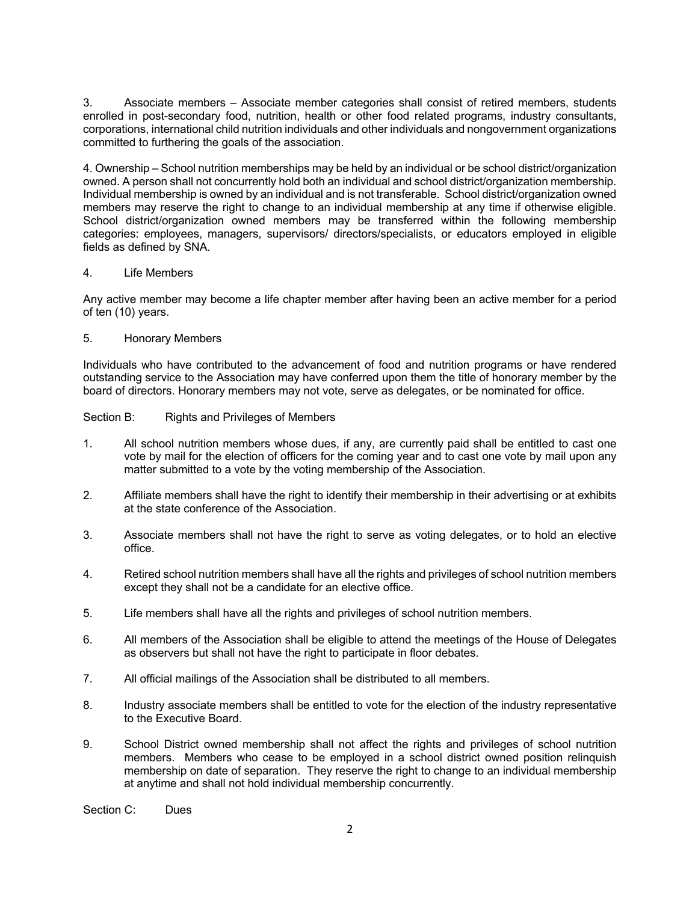3. Associate members – Associate member categories shall consist of retired members, students enrolled in post-secondary food, nutrition, health or other food related programs, industry consultants, corporations, international child nutrition individuals and other individuals and nongovernment organizations committed to furthering the goals of the association.

4. Ownership – School nutrition memberships may be held by an individual or be school district/organization owned. A person shall not concurrently hold both an individual and school district/organization membership. Individual membership is owned by an individual and is not transferable. School district/organization owned members may reserve the right to change to an individual membership at any time if otherwise eligible. School district/organization owned members may be transferred within the following membership categories: employees, managers, supervisors/ directors/specialists, or educators employed in eligible fields as defined by SNA.

4. Life Members

Any active member may become a life chapter member after having been an active member for a period of ten (10) years.

5. Honorary Members

Individuals who have contributed to the advancement of food and nutrition programs or have rendered outstanding service to the Association may have conferred upon them the title of honorary member by the board of directors. Honorary members may not vote, serve as delegates, or be nominated for office.

Section B: Rights and Privileges of Members

1. All school nutrition members whose dues, if any, are currently paid shall be entitled to cast one vote by mail for the election of officers for the coming year and to cast one vote by mail upon any matter submitted to a vote by the voting membership of the Association.

2. Affiliate members shall have the right to identify their membership in their advertising or at exhibits at the state conference of the Association.

3. Associate members shall not have the right to serve as voting delegates, or to hold an elective office.

4. Retired school nutrition members shall have all the rights and privileges of school nutrition members except they shall not be a candidate for an elective office.

5. Life members shall have all the rights and privileges of school nutrition members.

6. All members of the Association shall be eligible to attend the meetings of the House of Delegates as observers but shall not have the right to participate in floor debates.

7. All official mailings of the Association shall be distributed to all members.

8. Industry associate members shall be entitled to vote for the election of the industry representative to the Executive Board.

9. School District owned membership shall not affect the rights and privileges of school nutrition members. Members who cease to be employed in a school district owned position relinquish membership on date of separation. They reserve the right to change to an individual membership at anytime and shall not hold individual membership concurrently.

Section C: Dues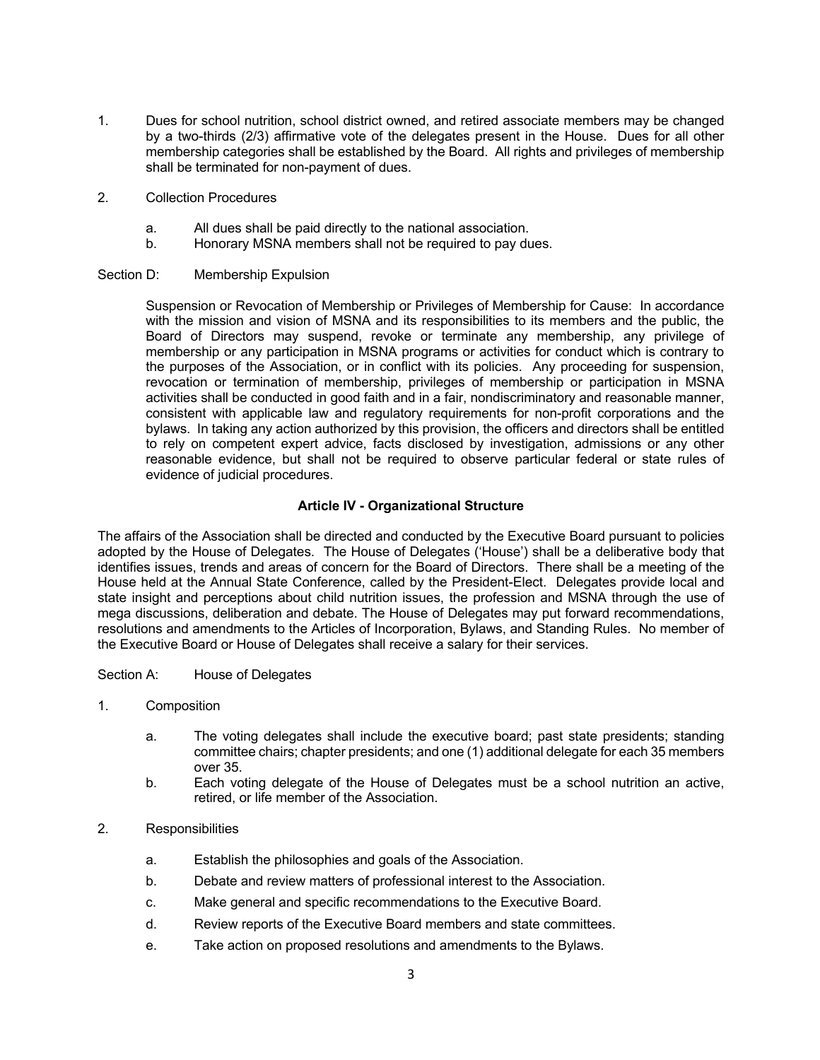1. Dues for school nutrition, school district owned, and retired associate members may be changed by a two-thirds (2/3) affirmative vote of the delegates present in the House. Dues for all other membership categories shall be established by the Board. All rights and privileges of membership shall be terminated for non-payment of dues.

2. Collection Procedures

   a. All dues shall be paid directly to the national association.
   b. Honorary MSNA members shall not be required to pay dues.

Section D: Membership Expulsion

Suspension or Revocation of Membership or Privileges of Membership for Cause: In accordance with the mission and vision of MSNA and its responsibilities to its members and the public, the Board of Directors may suspend, revoke or terminate any membership, any privilege of membership or any participation in MSNA programs or activities for conduct which is contrary to the purposes of the Association, or in conflict with its policies. Any proceeding for suspension, revocation or termination of membership, privileges of membership or participation in MSNA activities shall be conducted in good faith and in a fair, nondiscriminatory and reasonable manner, consistent with applicable law and regulatory requirements for non-profit corporations and the bylaws. In taking any action authorized by this provision, the officers and directors shall be entitled to rely on competent expert advice, facts disclosed by investigation, admissions or any other reasonable evidence, but shall not be required to observe particular federal or state rules of evidence of judicial procedures.

## Article IV - Organizational Structure

The affairs of the Association shall be directed and conducted by the Executive Board pursuant to policies adopted by the House of Delegates. The House of Delegates ('House') shall be a deliberative body that identifies issues, trends and areas of concern for the Board of Directors. There shall be a meeting of the House held at the Annual State Conference, called by the President-Elect. Delegates provide local and state insight and perceptions about child nutrition issues, the profession and MSNA through the use of mega discussions, deliberation and debate. The House of Delegates may put forward recommendations, resolutions and amendments to the Articles of Incorporation, Bylaws, and Standing Rules. No member of the Executive Board or House of Delegates shall receive a salary for their services.

Section A: House of Delegates

1. Composition

   a. The voting delegates shall include the executive board; past state presidents; standing committee chairs; chapter presidents; and one (1) additional delegate for each 35 members over 35.
   b. Each voting delegate of the House of Delegates must be a school nutrition an active, retired, or life member of the Association.

2. Responsibilities

   a. Establish the philosophies and goals of the Association.
   b. Debate and review matters of professional interest to the Association.
   c. Make general and specific recommendations to the Executive Board.
   d. Review reports of the Executive Board members and state committees.
   e. Take action on proposed resolutions and amendments to the Bylaws.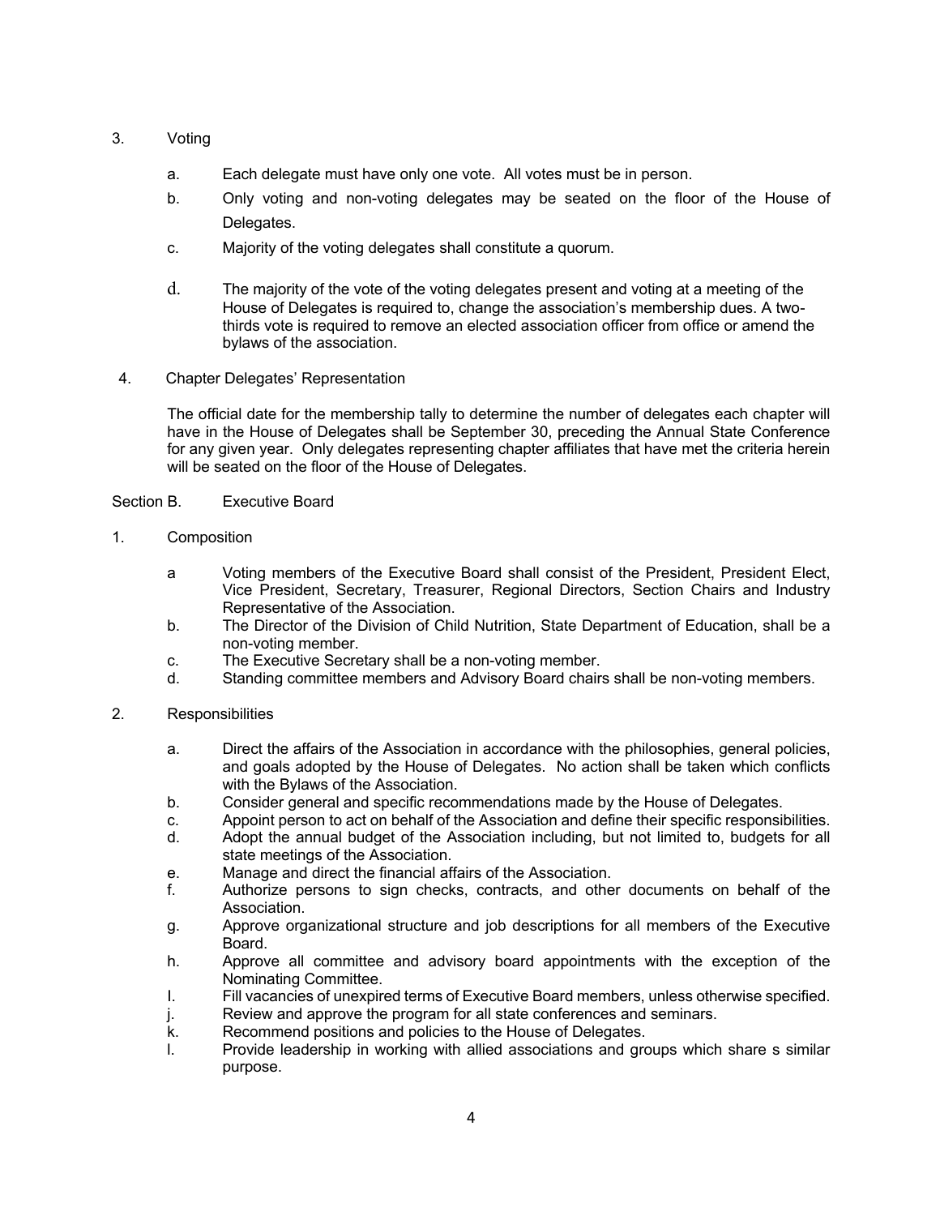3. Voting

   a. Each delegate must have only one vote. All votes must be in person.

   b. Only voting and non-voting delegates may be seated on the floor of the House of Delegates.

   c. Majority of the voting delegates shall constitute a quorum.

   d. The majority of the vote of the voting delegates present and voting at a meeting of the House of Delegates is required to, change the association's membership dues. A two-thirds vote is required to remove an elected association officer from office or amend the bylaws of the association.

4. Chapter Delegates' Representation

   The official date for the membership tally to determine the number of delegates each chapter will have in the House of Delegates shall be September 30, preceding the Annual State Conference for any given year. Only delegates representing chapter affiliates that have met the criteria herein will be seated on the floor of the House of Delegates.

Section B. Executive Board

1. Composition

   a Voting members of the Executive Board shall consist of the President, President Elect, Vice President, Secretary, Treasurer, Regional Directors, Section Chairs and Industry Representative of the Association.
   
   b. The Director of the Division of Child Nutrition, State Department of Education, shall be a non-voting member.
   
   c. The Executive Secretary shall be a non-voting member.
   
   d. Standing committee members and Advisory Board chairs shall be non-voting members.

2. Responsibilities

   a. Direct the affairs of the Association in accordance with the philosophies, general policies, and goals adopted by the House of Delegates. No action shall be taken which conflicts with the Bylaws of the Association.
   
   b. Consider general and specific recommendations made by the House of Delegates.
   
   c. Appoint person to act on behalf of the Association and define their specific responsibilities.
   
   d. Adopt the annual budget of the Association including, but not limited to, budgets for all state meetings of the Association.
   
   e. Manage and direct the financial affairs of the Association.
   
   f. Authorize persons to sign checks, contracts, and other documents on behalf of the Association.
   
   g. Approve organizational structure and job descriptions for all members of the Executive Board.
   
   h. Approve all committee and advisory board appointments with the exception of the Nominating Committee.
   
   I. Fill vacancies of unexpired terms of Executive Board members, unless otherwise specified.
   
   j. Review and approve the program for all state conferences and seminars.
   
   k. Recommend positions and policies to the House of Delegates.
   
   l. Provide leadership in working with allied associations and groups which share s similar purpose.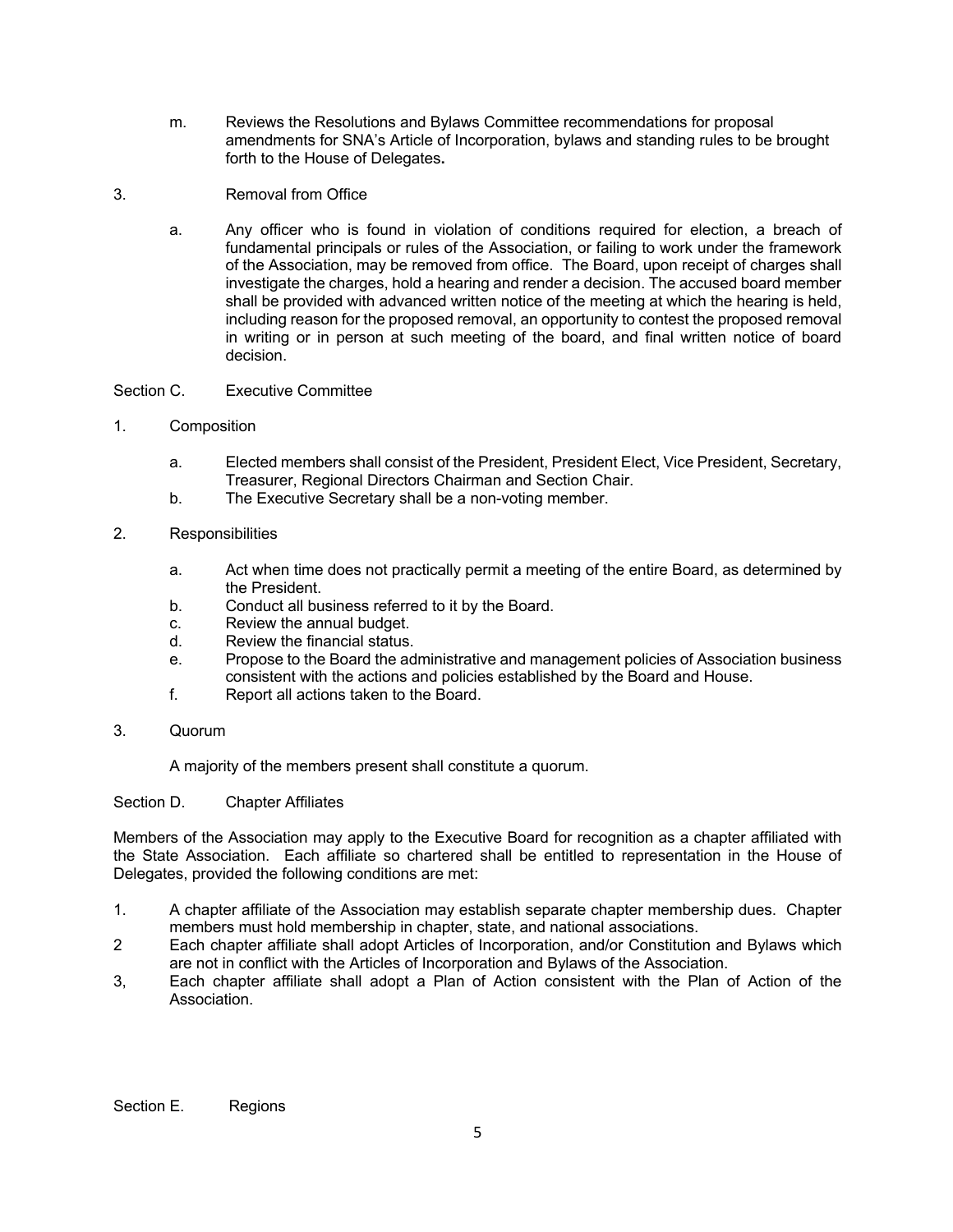m. Reviews the Resolutions and Bylaws Committee recommendations for proposal amendments for SNA's Article of Incorporation, bylaws and standing rules to be brought forth to the House of Delegates**.**

3. Removal from Office

a. Any officer who is found in violation of conditions required for election, a breach of fundamental principals or rules of the Association, or failing to work under the framework of the Association, may be removed from office. The Board, upon receipt of charges shall investigate the charges, hold a hearing and render a decision. The accused board member shall be provided with advanced written notice of the meeting at which the hearing is held, including reason for the proposed removal, an opportunity to contest the proposed removal in writing or in person at such meeting of the board, and final written notice of board decision.

Section C. Executive Committee

1. Composition

a. Elected members shall consist of the President, President Elect, Vice President, Secretary, Treasurer, Regional Directors Chairman and Section Chair.
b. The Executive Secretary shall be a non-voting member.

2. Responsibilities

a. Act when time does not practically permit a meeting of the entire Board, as determined by the President.
b. Conduct all business referred to it by the Board.
c. Review the annual budget.
d. Review the financial status.
e. Propose to the Board the administrative and management policies of Association business consistent with the actions and policies established by the Board and House.
f. Report all actions taken to the Board.

3. Quorum

A majority of the members present shall constitute a quorum.

Section D. Chapter Affiliates

Members of the Association may apply to the Executive Board for recognition as a chapter affiliated with the State Association. Each affiliate so chartered shall be entitled to representation in the House of Delegates, provided the following conditions are met:

1. A chapter affiliate of the Association may establish separate chapter membership dues. Chapter members must hold membership in chapter, state, and national associations.
2 Each chapter affiliate shall adopt Articles of Incorporation, and/or Constitution and Bylaws which are not in conflict with the Articles of Incorporation and Bylaws of the Association.
3, Each chapter affiliate shall adopt a Plan of Action consistent with the Plan of Action of the Association.

Section E. Regions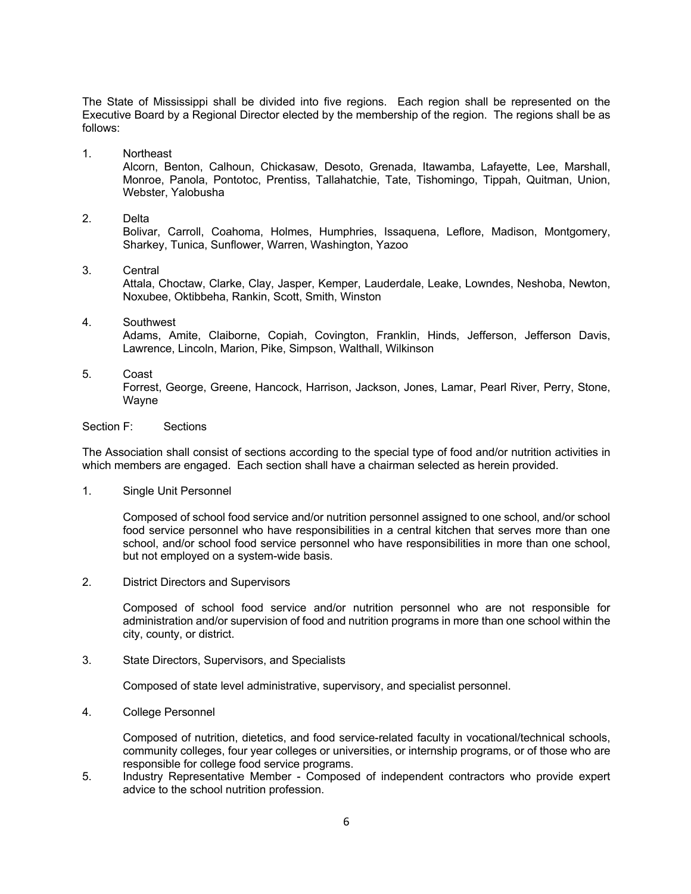The State of Mississippi shall be divided into five regions. Each region shall be represented on the Executive Board by a Regional Director elected by the membership of the region. The regions shall be as follows:

1. Northeast
   Alcorn, Benton, Calhoun, Chickasaw, Desoto, Grenada, Itawamba, Lafayette, Lee, Marshall, Monroe, Panola, Pontotoc, Prentiss, Tallahatchie, Tate, Tishomingo, Tippah, Quitman, Union, Webster, Yalobusha

2. Delta
   Bolivar, Carroll, Coahoma, Holmes, Humphries, Issaquena, Leflore, Madison, Montgomery, Sharkey, Tunica, Sunflower, Warren, Washington, Yazoo

3. Central
   Attala, Choctaw, Clarke, Clay, Jasper, Kemper, Lauderdale, Leake, Lowndes, Neshoba, Newton, Noxubee, Oktibbeha, Rankin, Scott, Smith, Winston

4. Southwest
   Adams, Amite, Claiborne, Copiah, Covington, Franklin, Hinds, Jefferson, Jefferson Davis, Lawrence, Lincoln, Marion, Pike, Simpson, Walthall, Wilkinson

5. Coast
   Forrest, George, Greene, Hancock, Harrison, Jackson, Jones, Lamar, Pearl River, Perry, Stone, Wayne

Section F: Sections

The Association shall consist of sections according to the special type of food and/or nutrition activities in which members are engaged. Each section shall have a chairman selected as herein provided.

1. Single Unit Personnel

   Composed of school food service and/or nutrition personnel assigned to one school, and/or school food service personnel who have responsibilities in a central kitchen that serves more than one school, and/or school food service personnel who have responsibilities in more than one school, but not employed on a system-wide basis.

2. District Directors and Supervisors

   Composed of school food service and/or nutrition personnel who are not responsible for administration and/or supervision of food and nutrition programs in more than one school within the city, county, or district.

3. State Directors, Supervisors, and Specialists

   Composed of state level administrative, supervisory, and specialist personnel.

4. College Personnel

   Composed of nutrition, dietetics, and food service-related faculty in vocational/technical schools, community colleges, four year colleges or universities, or internship programs, or of those who are responsible for college food service programs.

5. Industry Representative Member - Composed of independent contractors who provide expert advice to the school nutrition profession.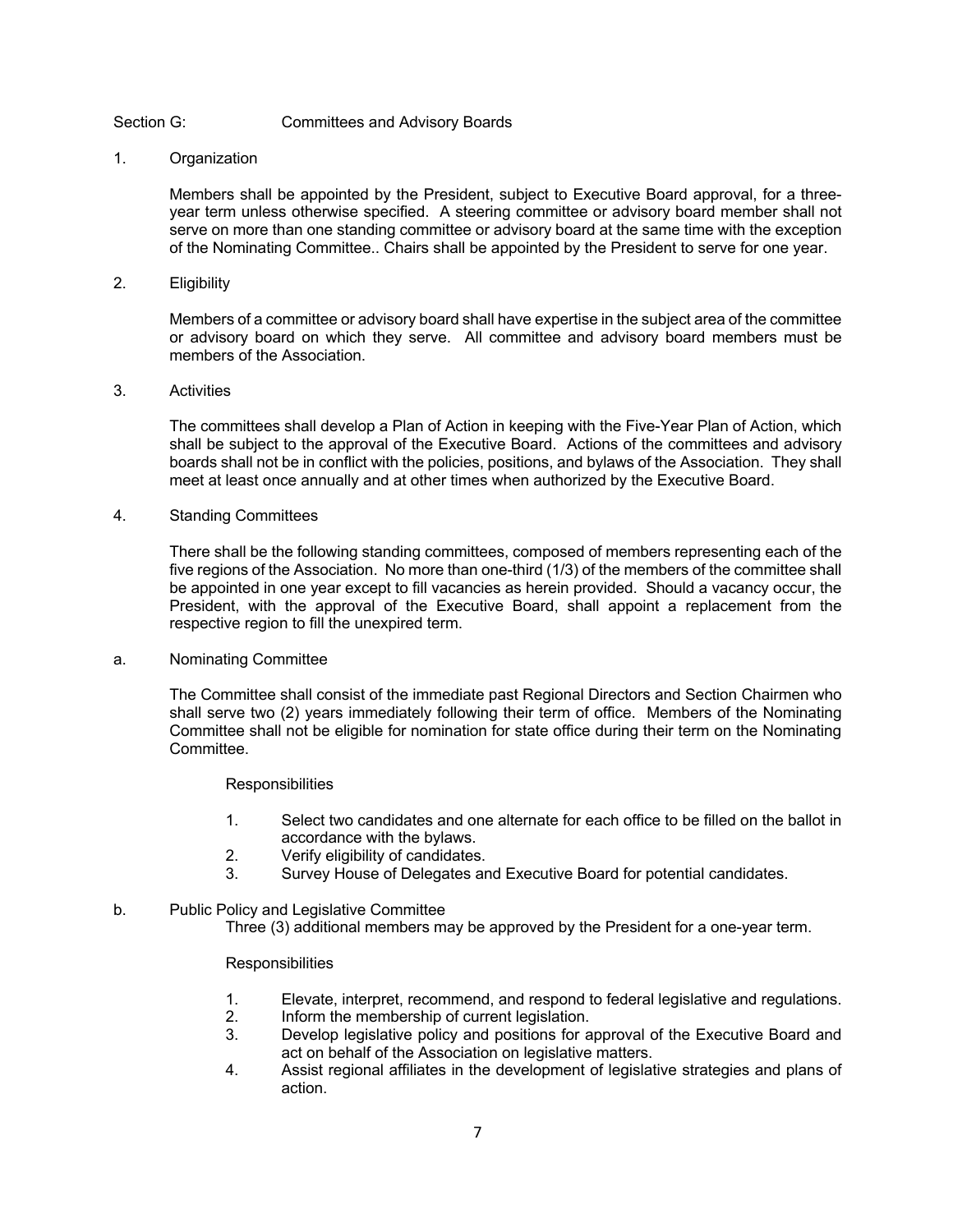## Section G: Committees and Advisory Boards

1. Organization

   Members shall be appointed by the President, subject to Executive Board approval, for a three-year term unless otherwise specified. A steering committee or advisory board member shall not serve on more than one standing committee or advisory board at the same time with the exception of the Nominating Committee.. Chairs shall be appointed by the President to serve for one year.

2. Eligibility

   Members of a committee or advisory board shall have expertise in the subject area of the committee or advisory board on which they serve. All committee and advisory board members must be members of the Association.

3. Activities

   The committees shall develop a Plan of Action in keeping with the Five-Year Plan of Action, which shall be subject to the approval of the Executive Board. Actions of the committees and advisory boards shall not be in conflict with the policies, positions, and bylaws of the Association. They shall meet at least once annually and at other times when authorized by the Executive Board.

4. Standing Committees

   There shall be the following standing committees, composed of members representing each of the five regions of the Association. No more than one-third (1/3) of the members of the committee shall be appointed in one year except to fill vacancies as herein provided. Should a vacancy occur, the President, with the approval of the Executive Board, shall appoint a replacement from the respective region to fill the unexpired term.

a. Nominating Committee

   The Committee shall consist of the immediate past Regional Directors and Section Chairmen who shall serve two (2) years immediately following their term of office. Members of the Nominating Committee shall not be eligible for nomination for state office during their term on the Nominating Committee.

   Responsibilities

   1. Select two candidates and one alternate for each office to be filled on the ballot in accordance with the bylaws.
   2. Verify eligibility of candidates.
   3. Survey House of Delegates and Executive Board for potential candidates.

b. Public Policy and Legislative Committee

   Three (3) additional members may be approved by the President for a one-year term.

   Responsibilities

   1. Elevate, interpret, recommend, and respond to federal legislative and regulations.
   2. Inform the membership of current legislation.
   3. Develop legislative policy and positions for approval of the Executive Board and act on behalf of the Association on legislative matters.
   4. Assist regional affiliates in the development of legislative strategies and plans of action.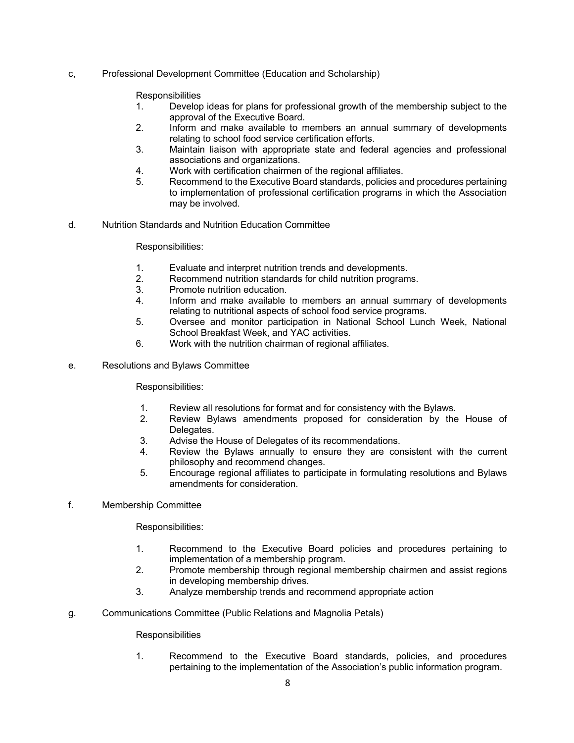c, Professional Development Committee (Education and Scholarship)

Responsibilities

1. Develop ideas for plans for professional growth of the membership subject to the approval of the Executive Board.
2. Inform and make available to members an annual summary of developments relating to school food service certification efforts.
3. Maintain liaison with appropriate state and federal agencies and professional associations and organizations.
4. Work with certification chairmen of the regional affiliates.
5. Recommend to the Executive Board standards, policies and procedures pertaining to implementation of professional certification programs in which the Association may be involved.

d. Nutrition Standards and Nutrition Education Committee

Responsibilities:

1. Evaluate and interpret nutrition trends and developments.
2. Recommend nutrition standards for child nutrition programs.
3. Promote nutrition education.
4. Inform and make available to members an annual summary of developments relating to nutritional aspects of school food service programs.
5. Oversee and monitor participation in National School Lunch Week, National School Breakfast Week, and YAC activities.
6. Work with the nutrition chairman of regional affiliates.

e. Resolutions and Bylaws Committee

Responsibilities:

1. Review all resolutions for format and for consistency with the Bylaws.
2. Review Bylaws amendments proposed for consideration by the House of Delegates.
3. Advise the House of Delegates of its recommendations.
4. Review the Bylaws annually to ensure they are consistent with the current philosophy and recommend changes.
5. Encourage regional affiliates to participate in formulating resolutions and Bylaws amendments for consideration.

f. Membership Committee

Responsibilities:

1. Recommend to the Executive Board policies and procedures pertaining to implementation of a membership program.
2. Promote membership through regional membership chairmen and assist regions in developing membership drives.
3. Analyze membership trends and recommend appropriate action

g. Communications Committee (Public Relations and Magnolia Petals)

Responsibilities

1. Recommend to the Executive Board standards, policies, and procedures pertaining to the implementation of the Association's public information program.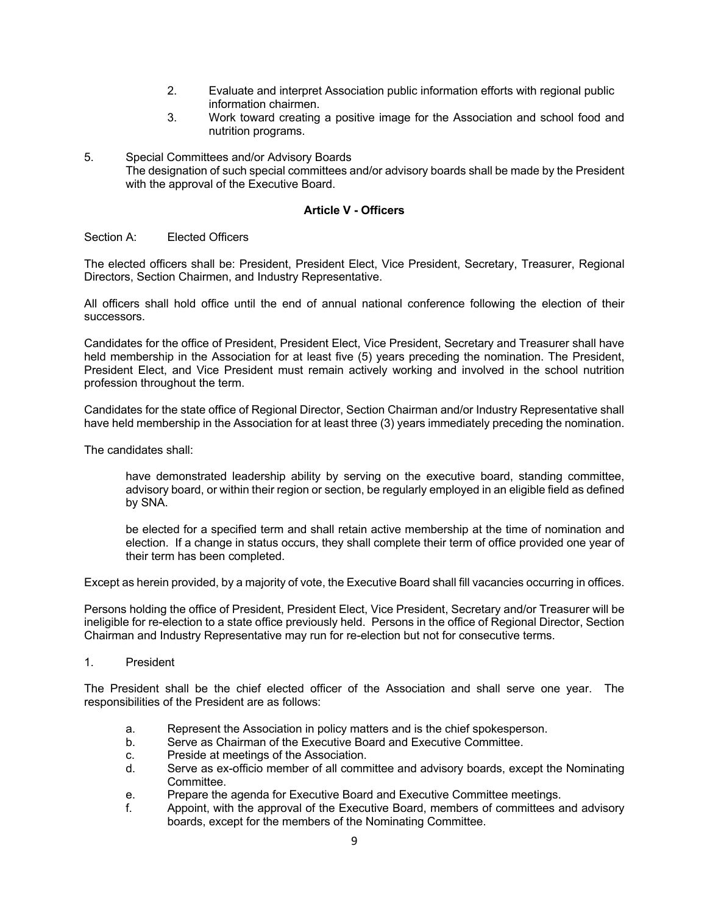2. Evaluate and interpret Association public information efforts with regional public information chairmen.
3. Work toward creating a positive image for the Association and school food and nutrition programs.

5. Special Committees and/or Advisory Boards
   The designation of such special committees and/or advisory boards shall be made by the President with the approval of the Executive Board.

## Article V - Officers

Section A: Elected Officers

The elected officers shall be: President, President Elect, Vice President, Secretary, Treasurer, Regional Directors, Section Chairmen, and Industry Representative.

All officers shall hold office until the end of annual national conference following the election of their successors.

Candidates for the office of President, President Elect, Vice President, Secretary and Treasurer shall have held membership in the Association for at least five (5) years preceding the nomination. The President, President Elect, and Vice President must remain actively working and involved in the school nutrition profession throughout the term.

Candidates for the state office of Regional Director, Section Chairman and/or Industry Representative shall have held membership in the Association for at least three (3) years immediately preceding the nomination.

The candidates shall:

> have demonstrated leadership ability by serving on the executive board, standing committee, advisory board, or within their region or section, be regularly employed in an eligible field as defined by SNA.
>
> be elected for a specified term and shall retain active membership at the time of nomination and election. If a change in status occurs, they shall complete their term of office provided one year of their term has been completed.

Except as herein provided, by a majority of vote, the Executive Board shall fill vacancies occurring in offices.

Persons holding the office of President, President Elect, Vice President, Secretary and/or Treasurer will be ineligible for re-election to a state office previously held. Persons in the office of Regional Director, Section Chairman and Industry Representative may run for re-election but not for consecutive terms.

1. President

The President shall be the chief elected officer of the Association and shall serve one year. The responsibilities of the President are as follows:

a. Represent the Association in policy matters and is the chief spokesperson.
b. Serve as Chairman of the Executive Board and Executive Committee.
c. Preside at meetings of the Association.
d. Serve as ex-officio member of all committee and advisory boards, except the Nominating Committee.
e. Prepare the agenda for Executive Board and Executive Committee meetings.
f. Appoint, with the approval of the Executive Board, members of committees and advisory boards, except for the members of the Nominating Committee.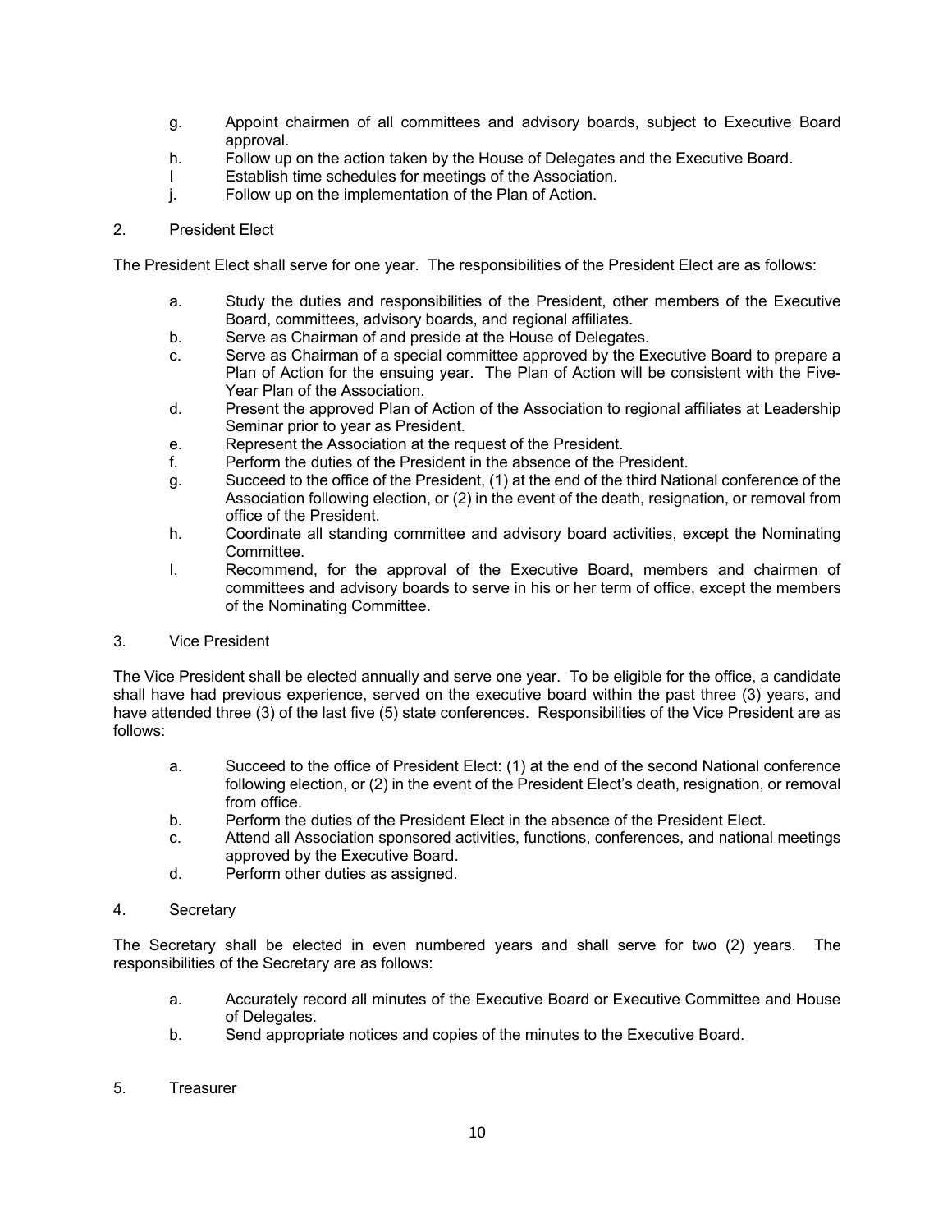g. Appoint chairmen of all committees and advisory boards, subject to Executive Board approval.
h. Follow up on the action taken by the House of Delegates and the Executive Board.
I Establish time schedules for meetings of the Association.
j. Follow up on the implementation of the Plan of Action.

2. President Elect

The President Elect shall serve for one year. The responsibilities of the President Elect are as follows:

a. Study the duties and responsibilities of the President, other members of the Executive Board, committees, advisory boards, and regional affiliates.
b. Serve as Chairman of and preside at the House of Delegates.
c. Serve as Chairman of a special committee approved by the Executive Board to prepare a Plan of Action for the ensuing year. The Plan of Action will be consistent with the Five-Year Plan of the Association.
d. Present the approved Plan of Action of the Association to regional affiliates at Leadership Seminar prior to year as President.
e. Represent the Association at the request of the President.
f. Perform the duties of the President in the absence of the President.
g. Succeed to the office of the President, (1) at the end of the third National conference of the Association following election, or (2) in the event of the death, resignation, or removal from office of the President.
h. Coordinate all standing committee and advisory board activities, except the Nominating Committee.
I. Recommend, for the approval of the Executive Board, members and chairmen of committees and advisory boards to serve in his or her term of office, except the members of the Nominating Committee.

3. Vice President

The Vice President shall be elected annually and serve one year. To be eligible for the office, a candidate shall have had previous experience, served on the executive board within the past three (3) years, and have attended three (3) of the last five (5) state conferences. Responsibilities of the Vice President are as follows:

a. Succeed to the office of President Elect: (1) at the end of the second National conference following election, or (2) in the event of the President Elect's death, resignation, or removal from office.
b. Perform the duties of the President Elect in the absence of the President Elect.
c. Attend all Association sponsored activities, functions, conferences, and national meetings approved by the Executive Board.
d. Perform other duties as assigned.

4. Secretary

The Secretary shall be elected in even numbered years and shall serve for two (2) years. The responsibilities of the Secretary are as follows:

a. Accurately record all minutes of the Executive Board or Executive Committee and House of Delegates.
b. Send appropriate notices and copies of the minutes to the Executive Board.

5. Treasurer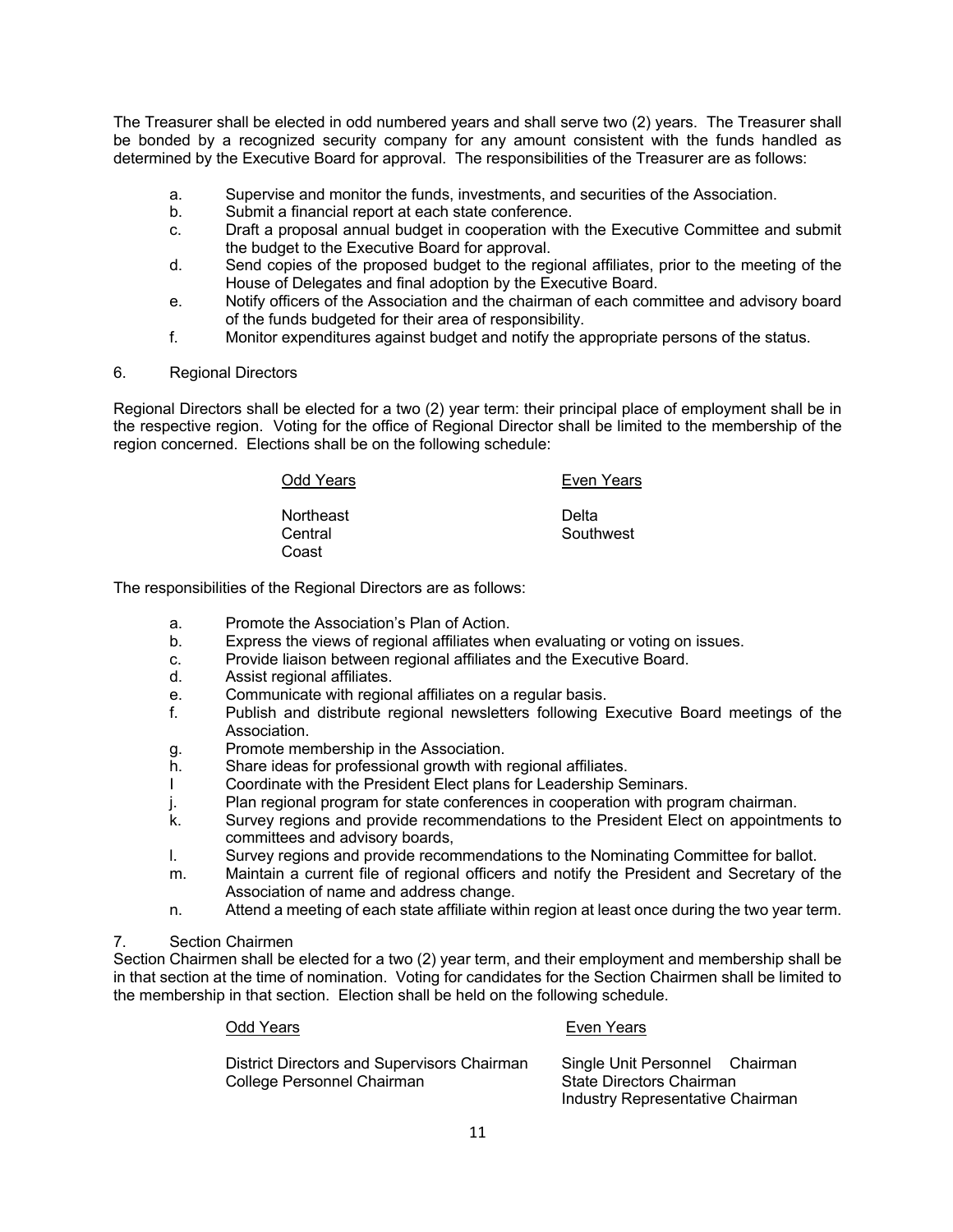The Treasurer shall be elected in odd numbered years and shall serve two (2) years. The Treasurer shall be bonded by a recognized security company for any amount consistent with the funds handled as determined by the Executive Board for approval. The responsibilities of the Treasurer are as follows:

- a. Supervise and monitor the funds, investments, and securities of the Association.
- b. Submit a financial report at each state conference.
- c. Draft a proposal annual budget in cooperation with the Executive Committee and submit the budget to the Executive Board for approval.
- d. Send copies of the proposed budget to the regional affiliates, prior to the meeting of the House of Delegates and final adoption by the Executive Board.
- e. Notify officers of the Association and the chairman of each committee and advisory board of the funds budgeted for their area of responsibility.
- f. Monitor expenditures against budget and notify the appropriate persons of the status.

6. Regional Directors

Regional Directors shall be elected for a two (2) year term: their principal place of employment shall be in the respective region. Voting for the office of Regional Director shall be limited to the membership of the region concerned. Elections shall be on the following schedule:

| Odd Years | Even Years |
|---|---|
| Northeast | Delta |
| Central | Southwest |
| Coast | |

The responsibilities of the Regional Directors are as follows:

- a. Promote the Association's Plan of Action.
- b. Express the views of regional affiliates when evaluating or voting on issues.
- c. Provide liaison between regional affiliates and the Executive Board.
- d. Assist regional affiliates.
- e. Communicate with regional affiliates on a regular basis.
- f. Publish and distribute regional newsletters following Executive Board meetings of the Association.
- g. Promote membership in the Association.
- h. Share ideas for professional growth with regional affiliates.
- I Coordinate with the President Elect plans for Leadership Seminars.
- j. Plan regional program for state conferences in cooperation with program chairman.
- k. Survey regions and provide recommendations to the President Elect on appointments to committees and advisory boards,
- l. Survey regions and provide recommendations to the Nominating Committee for ballot.
- m. Maintain a current file of regional officers and notify the President and Secretary of the Association of name and address change.
- n. Attend a meeting of each state affiliate within region at least once during the two year term.

7. Section Chairmen

Section Chairmen shall be elected for a two (2) year term, and their employment and membership shall be in that section at the time of nomination. Voting for candidates for the Section Chairmen shall be limited to the membership in that section. Election shall be held on the following schedule.

| Odd Years | Even Years |
|---|---|
| District Directors and Supervisors Chairman | Single Unit Personnel Chairman |
| College Personnel Chairman | State Directors Chairman |
| | Industry Representative Chairman |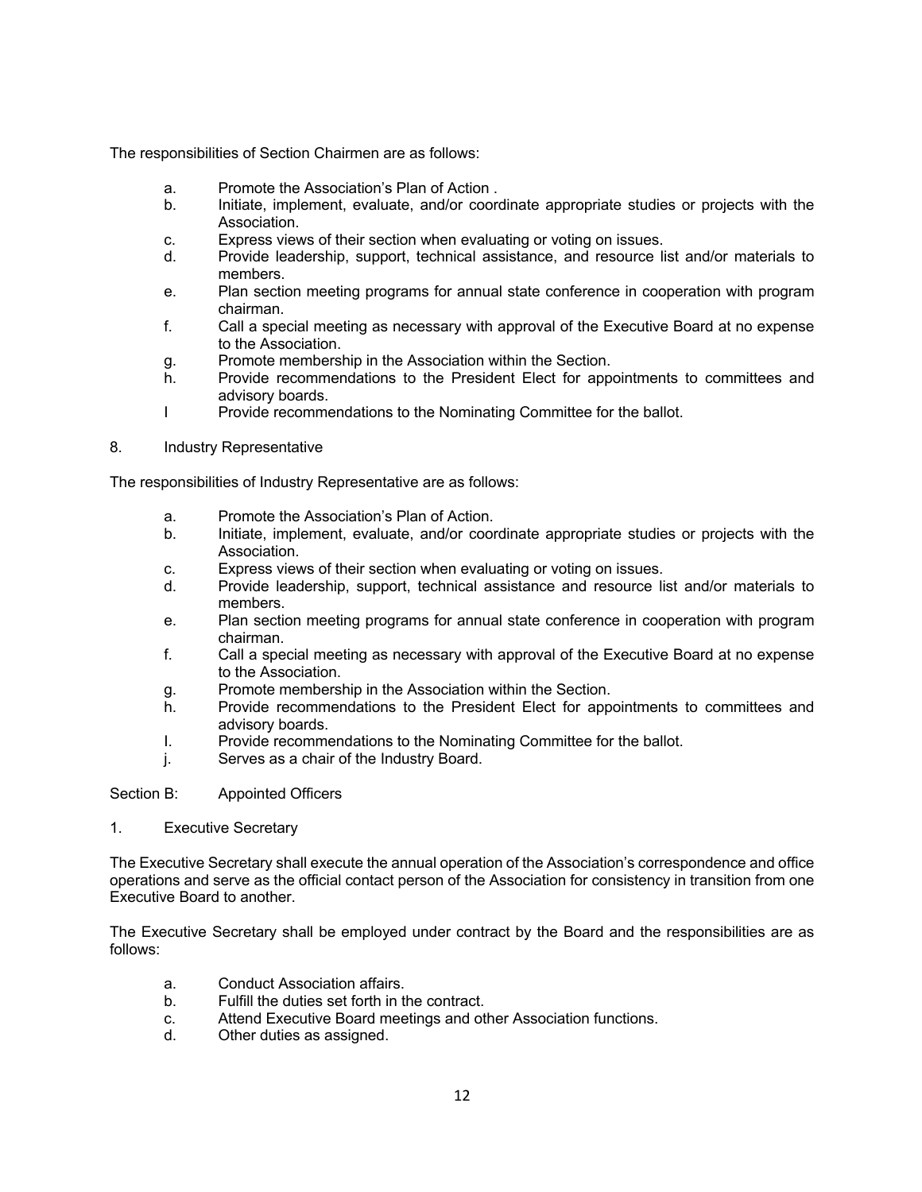The responsibilities of Section Chairmen are as follows:

a. Promote the Association's Plan of Action .
b. Initiate, implement, evaluate, and/or coordinate appropriate studies or projects with the Association.
c. Express views of their section when evaluating or voting on issues.
d. Provide leadership, support, technical assistance, and resource list and/or materials to members.
e. Plan section meeting programs for annual state conference in cooperation with program chairman.
f. Call a special meeting as necessary with approval of the Executive Board at no expense to the Association.
g. Promote membership in the Association within the Section.
h. Provide recommendations to the President Elect for appointments to committees and advisory boards.
I Provide recommendations to the Nominating Committee for the ballot.

8. Industry Representative

The responsibilities of Industry Representative are as follows:

a. Promote the Association's Plan of Action.
b. Initiate, implement, evaluate, and/or coordinate appropriate studies or projects with the Association.
c. Express views of their section when evaluating or voting on issues.
d. Provide leadership, support, technical assistance and resource list and/or materials to members.
e. Plan section meeting programs for annual state conference in cooperation with program chairman.
f. Call a special meeting as necessary with approval of the Executive Board at no expense to the Association.
g. Promote membership in the Association within the Section.
h. Provide recommendations to the President Elect for appointments to committees and advisory boards.
I. Provide recommendations to the Nominating Committee for the ballot.
j. Serves as a chair of the Industry Board.

Section B: Appointed Officers

1. Executive Secretary

The Executive Secretary shall execute the annual operation of the Association's correspondence and office operations and serve as the official contact person of the Association for consistency in transition from one Executive Board to another.

The Executive Secretary shall be employed under contract by the Board and the responsibilities are as follows:

a. Conduct Association affairs.
b. Fulfill the duties set forth in the contract.
c. Attend Executive Board meetings and other Association functions.
d. Other duties as assigned.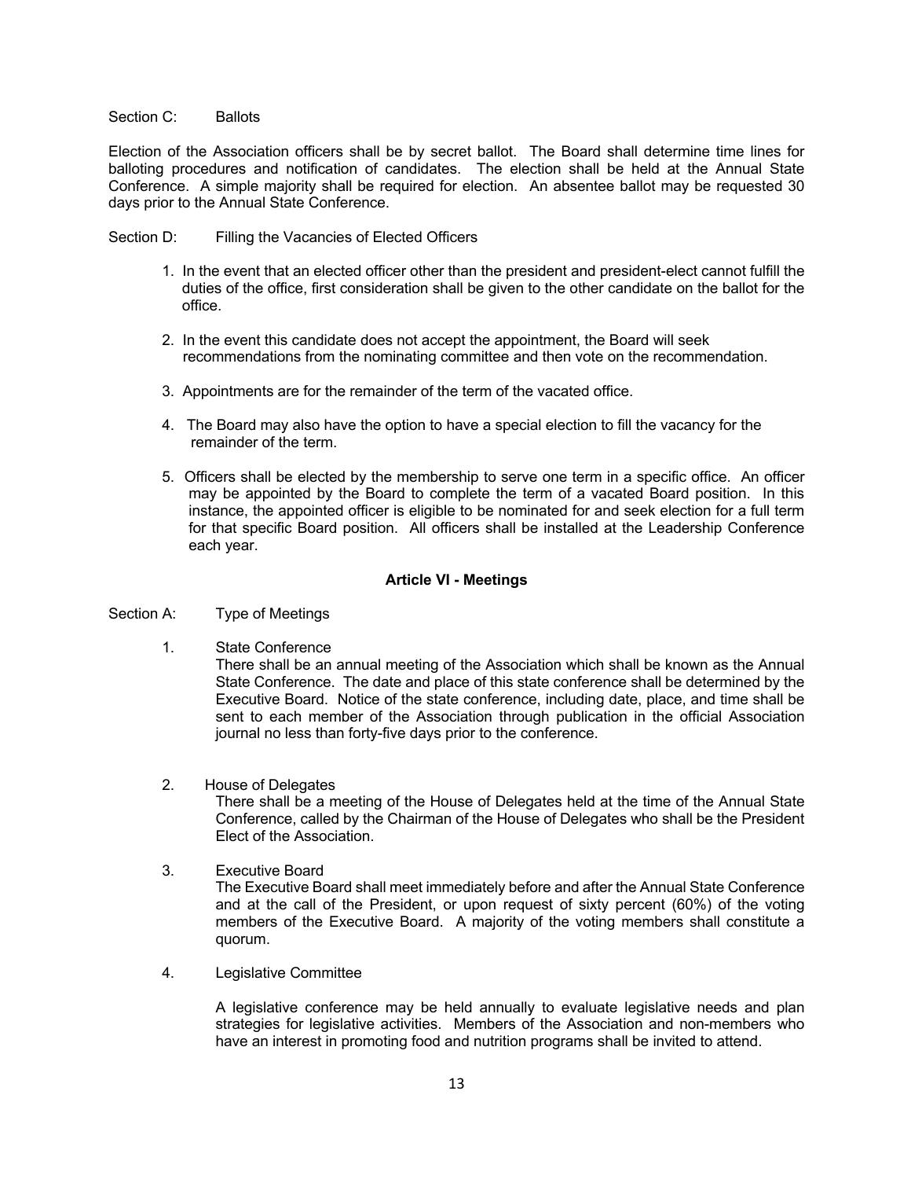Section C: Ballots

Election of the Association officers shall be by secret ballot. The Board shall determine time lines for balloting procedures and notification of candidates. The election shall be held at the Annual State Conference. A simple majority shall be required for election. An absentee ballot may be requested 30 days prior to the Annual State Conference.

Section D: Filling the Vacancies of Elected Officers

1. In the event that an elected officer other than the president and president-elect cannot fulfill the duties of the office, first consideration shall be given to the other candidate on the ballot for the office.

2. In the event this candidate does not accept the appointment, the Board will seek recommendations from the nominating committee and then vote on the recommendation.

3. Appointments are for the remainder of the term of the vacated office.

4. The Board may also have the option to have a special election to fill the vacancy for the remainder of the term.

5. Officers shall be elected by the membership to serve one term in a specific office. An officer may be appointed by the Board to complete the term of a vacated Board position. In this instance, the appointed officer is eligible to be nominated for and seek election for a full term for that specific Board position. All officers shall be installed at the Leadership Conference each year.

## Article VI - Meetings

Section A: Type of Meetings

1. State Conference

   There shall be an annual meeting of the Association which shall be known as the Annual State Conference. The date and place of this state conference shall be determined by the Executive Board. Notice of the state conference, including date, place, and time shall be sent to each member of the Association through publication in the official Association journal no less than forty-five days prior to the conference.

2. House of Delegates

   There shall be a meeting of the House of Delegates held at the time of the Annual State Conference, called by the Chairman of the House of Delegates who shall be the President Elect of the Association.

3. Executive Board

   The Executive Board shall meet immediately before and after the Annual State Conference and at the call of the President, or upon request of sixty percent (60%) of the voting members of the Executive Board. A majority of the voting members shall constitute a quorum.

4. Legislative Committee

   A legislative conference may be held annually to evaluate legislative needs and plan strategies for legislative activities. Members of the Association and non-members who have an interest in promoting food and nutrition programs shall be invited to attend.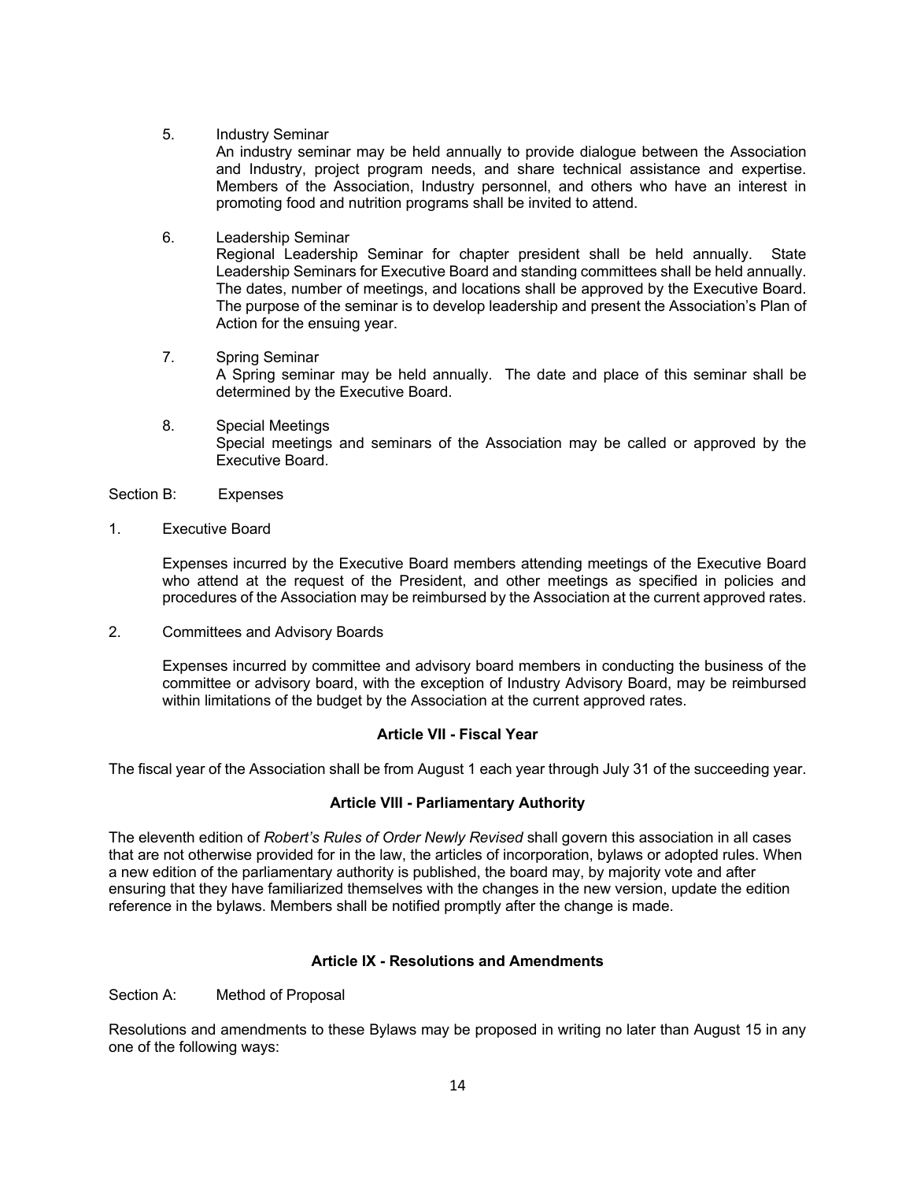5. Industry Seminar

   An industry seminar may be held annually to provide dialogue between the Association and Industry, project program needs, and share technical assistance and expertise. Members of the Association, Industry personnel, and others who have an interest in promoting food and nutrition programs shall be invited to attend.

6. Leadership Seminar

   Regional Leadership Seminar for chapter president shall be held annually. State Leadership Seminars for Executive Board and standing committees shall be held annually. The dates, number of meetings, and locations shall be approved by the Executive Board. The purpose of the seminar is to develop leadership and present the Association's Plan of Action for the ensuing year.

7. Spring Seminar

   A Spring seminar may be held annually. The date and place of this seminar shall be determined by the Executive Board.

8. Special Meetings

   Special meetings and seminars of the Association may be called or approved by the Executive Board.

Section B: Expenses

1. Executive Board

   Expenses incurred by the Executive Board members attending meetings of the Executive Board who attend at the request of the President, and other meetings as specified in policies and procedures of the Association may be reimbursed by the Association at the current approved rates.

2. Committees and Advisory Boards

   Expenses incurred by committee and advisory board members in conducting the business of the committee or advisory board, with the exception of Industry Advisory Board, may be reimbursed within limitations of the budget by the Association at the current approved rates.

## Article VII - Fiscal Year

The fiscal year of the Association shall be from August 1 each year through July 31 of the succeeding year.

## Article VIII - Parliamentary Authority

The eleventh edition of *Robert's Rules of Order Newly Revised* shall govern this association in all cases that are not otherwise provided for in the law, the articles of incorporation, bylaws or adopted rules. When a new edition of the parliamentary authority is published, the board may, by majority vote and after ensuring that they have familiarized themselves with the changes in the new version, update the edition reference in the bylaws. Members shall be notified promptly after the change is made.

## Article IX - Resolutions and Amendments

Section A: Method of Proposal

Resolutions and amendments to these Bylaws may be proposed in writing no later than August 15 in any one of the following ways: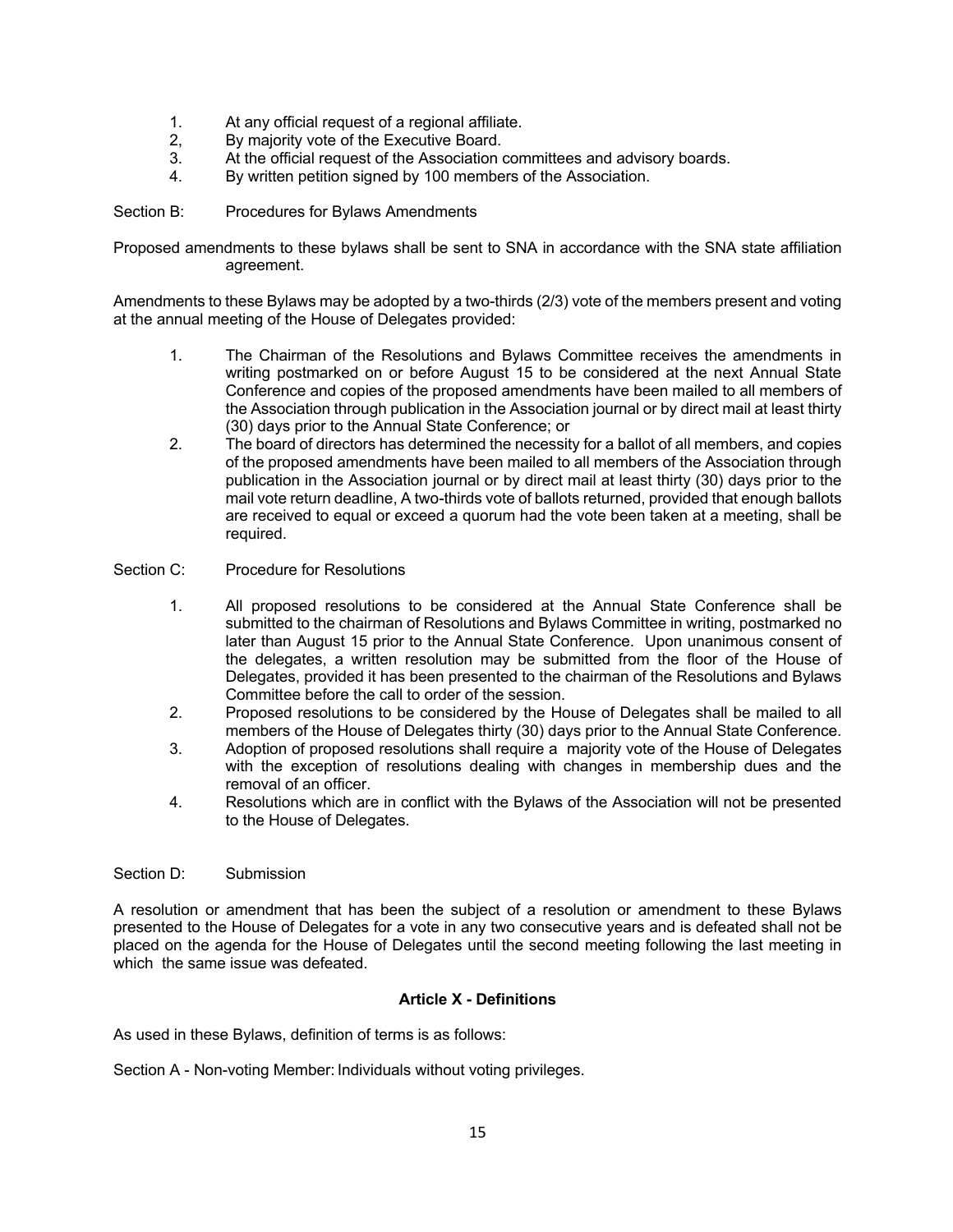1. At any official request of a regional affiliate.
2, By majority vote of the Executive Board.
3. At the official request of the Association committees and advisory boards.
4. By written petition signed by 100 members of the Association.

Section B: Procedures for Bylaws Amendments

Proposed amendments to these bylaws shall be sent to SNA in accordance with the SNA state affiliation agreement.

Amendments to these Bylaws may be adopted by a two-thirds (2/3) vote of the members present and voting at the annual meeting of the House of Delegates provided:

1. The Chairman of the Resolutions and Bylaws Committee receives the amendments in writing postmarked on or before August 15 to be considered at the next Annual State Conference and copies of the proposed amendments have been mailed to all members of the Association through publication in the Association journal or by direct mail at least thirty (30) days prior to the Annual State Conference; or
2. The board of directors has determined the necessity for a ballot of all members, and copies of the proposed amendments have been mailed to all members of the Association through publication in the Association journal or by direct mail at least thirty (30) days prior to the mail vote return deadline, A two-thirds vote of ballots returned, provided that enough ballots are received to equal or exceed a quorum had the vote been taken at a meeting, shall be required.

Section C: Procedure for Resolutions

1. All proposed resolutions to be considered at the Annual State Conference shall be submitted to the chairman of Resolutions and Bylaws Committee in writing, postmarked no later than August 15 prior to the Annual State Conference. Upon unanimous consent of the delegates, a written resolution may be submitted from the floor of the House of Delegates, provided it has been presented to the chairman of the Resolutions and Bylaws Committee before the call to order of the session.
2. Proposed resolutions to be considered by the House of Delegates shall be mailed to all members of the House of Delegates thirty (30) days prior to the Annual State Conference.
3. Adoption of proposed resolutions shall require a majority vote of the House of Delegates with the exception of resolutions dealing with changes in membership dues and the removal of an officer.
4. Resolutions which are in conflict with the Bylaws of the Association will not be presented to the House of Delegates.

Section D: Submission

A resolution or amendment that has been the subject of a resolution or amendment to these Bylaws presented to the House of Delegates for a vote in any two consecutive years and is defeated shall not be placed on the agenda for the House of Delegates until the second meeting following the last meeting in which the same issue was defeated.

## Article X - Definitions

As used in these Bylaws, definition of terms is as follows:

Section A - Non-voting Member: Individuals without voting privileges.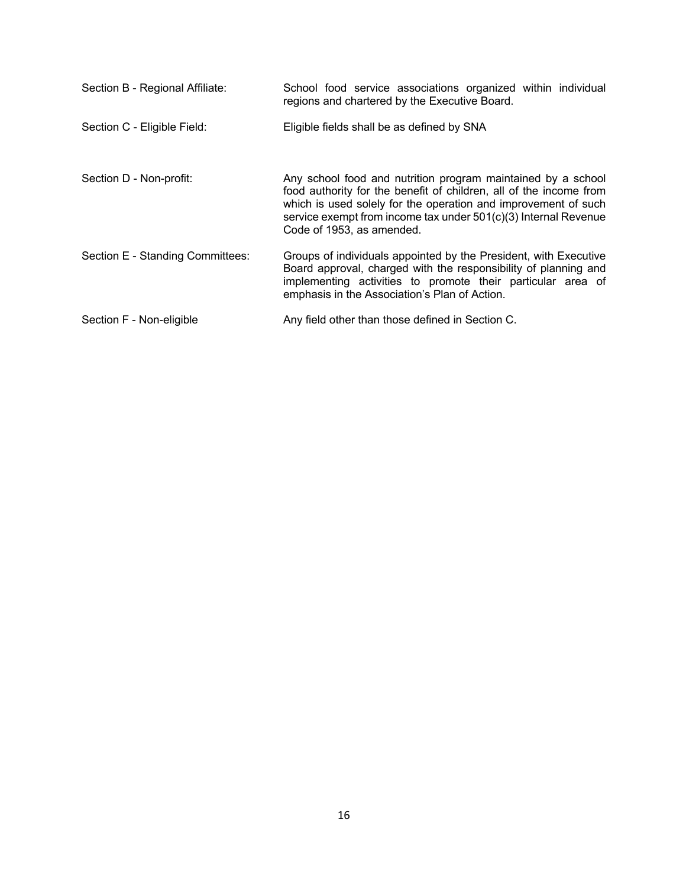| | |
|---|---|
| Section B - Regional Affiliate: | School food service associations organized within individual regions and chartered by the Executive Board. |
| Section C - Eligible Field: | Eligible fields shall be as defined by SNA |
| Section D - Non-profit: | Any school food and nutrition program maintained by a school food authority for the benefit of children, all of the income from which is used solely for the operation and improvement of such service exempt from income tax under 501(c)(3) Internal Revenue Code of 1953, as amended. |
| Section E - Standing Committees: | Groups of individuals appointed by the President, with Executive Board approval, charged with the responsibility of planning and implementing activities to promote their particular area of emphasis in the Association's Plan of Action. |
| Section F - Non-eligible | Any field other than those defined in Section C. |